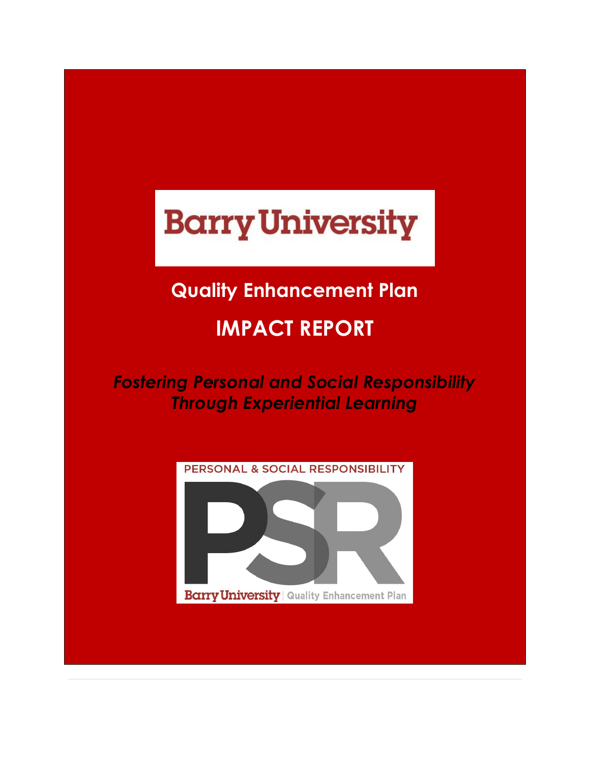# Barry University

## Quality Enhancement Plan

# IMPACT REPORT

***Fostering Personal and Social Responsibility Through Experiential Learning***

PERSONAL & SOCIAL RESPONSIBILITY

PSR

Barry University | Quality Enhancement Plan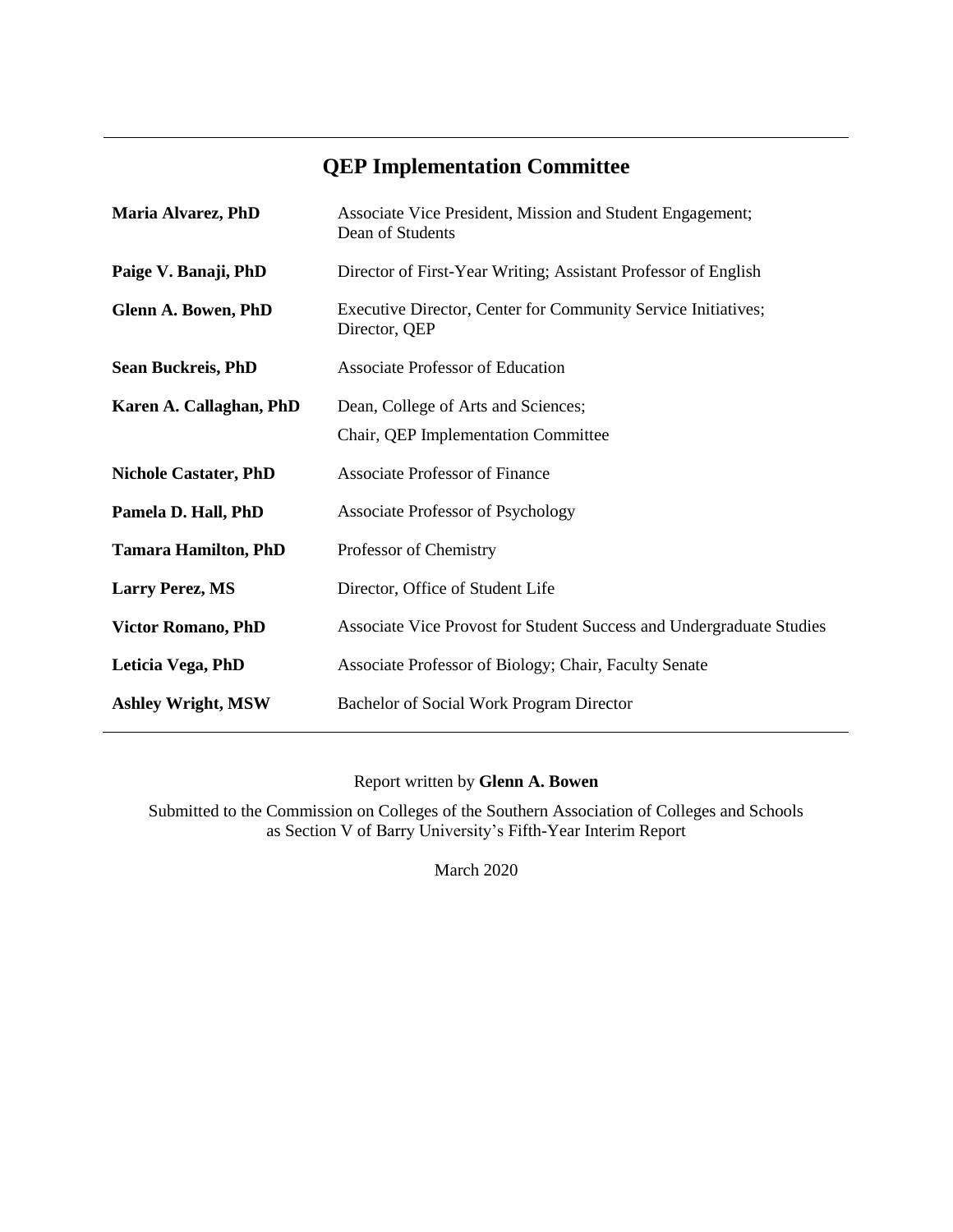## QEP Implementation Committee

| | |
|---|---|
| **Maria Alvarez, PhD** | Associate Vice President, Mission and Student Engagement; Dean of Students |
| **Paige V. Banaji, PhD** | Director of First-Year Writing; Assistant Professor of English |
| **Glenn A. Bowen, PhD** | Executive Director, Center for Community Service Initiatives; Director, QEP |
| **Sean Buckreis, PhD** | Associate Professor of Education |
| **Karen A. Callaghan, PhD** | Dean, College of Arts and Sciences; Chair, QEP Implementation Committee |
| **Nichole Castater, PhD** | Associate Professor of Finance |
| **Pamela D. Hall, PhD** | Associate Professor of Psychology |
| **Tamara Hamilton, PhD** | Professor of Chemistry |
| **Larry Perez, MS** | Director, Office of Student Life |
| **Victor Romano, PhD** | Associate Vice Provost for Student Success and Undergraduate Studies |
| **Leticia Vega, PhD** | Associate Professor of Biology; Chair, Faculty Senate |
| **Ashley Wright, MSW** | Bachelor of Social Work Program Director |

Report written by **Glenn A. Bowen**

Submitted to the Commission on Colleges of the Southern Association of Colleges and Schools as Section V of Barry University's Fifth-Year Interim Report

March 2020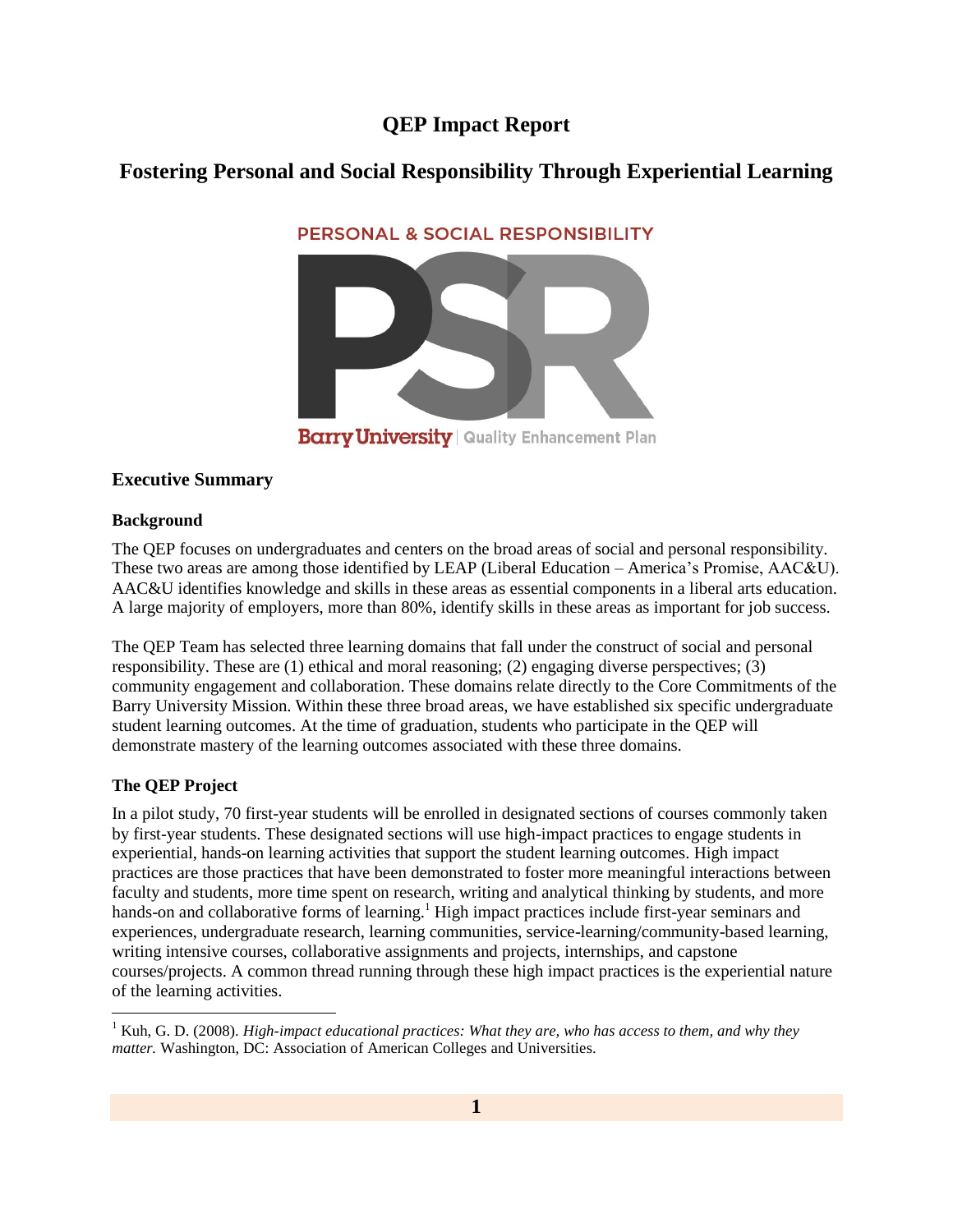# QEP Impact Report

# Fostering Personal and Social Responsibility Through Experiential Learning

PERSONAL & SOCIAL RESPONSIBILITY

PSR

Barry University | Quality Enhancement Plan

## Executive Summary

### Background

The QEP focuses on undergraduates and centers on the broad areas of social and personal responsibility. These two areas are among those identified by LEAP (Liberal Education – America's Promise, AAC&U). AAC&U identifies knowledge and skills in these areas as essential components in a liberal arts education. A large majority of employers, more than 80%, identify skills in these areas as important for job success.

The QEP Team has selected three learning domains that fall under the construct of social and personal responsibility. These are (1) ethical and moral reasoning; (2) engaging diverse perspectives; (3) community engagement and collaboration. These domains relate directly to the Core Commitments of the Barry University Mission. Within these three broad areas, we have established six specific undergraduate student learning outcomes. At the time of graduation, students who participate in the QEP will demonstrate mastery of the learning outcomes associated with these three domains.

### The QEP Project

In a pilot study, 70 first-year students will be enrolled in designated sections of courses commonly taken by first-year students. These designated sections will use high-impact practices to engage students in experiential, hands-on learning activities that support the student learning outcomes. High impact practices are those practices that have been demonstrated to foster more meaningful interactions between faculty and students, more time spent on research, writing and analytical thinking by students, and more hands-on and collaborative forms of learning.[1] High impact practices include first-year seminars and experiences, undergraduate research, learning communities, service-learning/community-based learning, writing intensive courses, collaborative assignments and projects, internships, and capstone courses/projects. A common thread running through these high impact practices is the experiential nature of the learning activities.

[1] Kuh, G. D. (2008). *High-impact educational practices: What they are, who has access to them, and why they matter.* Washington, DC: Association of American Colleges and Universities.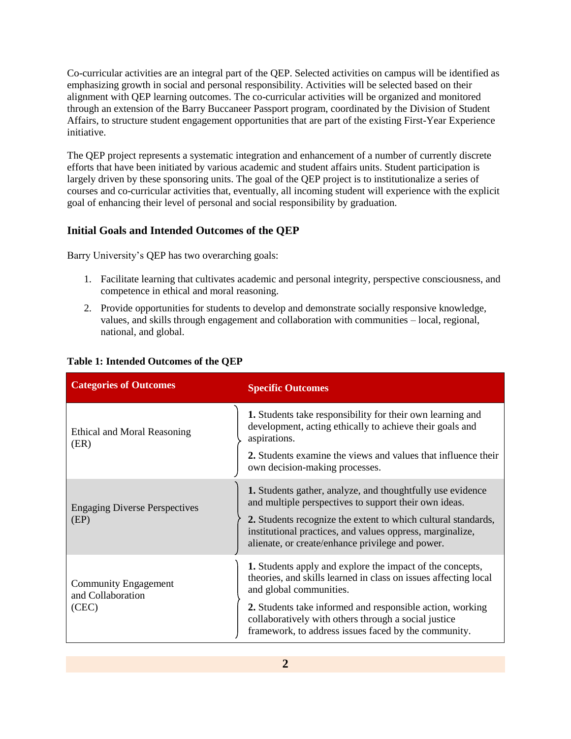Co-curricular activities are an integral part of the QEP. Selected activities on campus will be identified as emphasizing growth in social and personal responsibility. Activities will be selected based on their alignment with QEP learning outcomes. The co-curricular activities will be organized and monitored through an extension of the Barry Buccaneer Passport program, coordinated by the Division of Student Affairs, to structure student engagement opportunities that are part of the existing First-Year Experience initiative.

The QEP project represents a systematic integration and enhancement of a number of currently discrete efforts that have been initiated by various academic and student affairs units. Student participation is largely driven by these sponsoring units. The goal of the QEP project is to institutionalize a series of courses and co-curricular activities that, eventually, all incoming student will experience with the explicit goal of enhancing their level of personal and social responsibility by graduation.

### Initial Goals and Intended Outcomes of the QEP

Barry University's QEP has two overarching goals:

1. Facilitate learning that cultivates academic and personal integrity, perspective consciousness, and competence in ethical and moral reasoning.
2. Provide opportunities for students to develop and demonstrate socially responsive knowledge, values, and skills through engagement and collaboration with communities – local, regional, national, and global.

**Table 1: Intended Outcomes of the QEP**

| Categories of Outcomes | Specific Outcomes |
| --- | --- |
| Ethical and Moral Reasoning (ER) | **1.** Students take responsibility for their own learning and development, acting ethically to achieve their goals and aspirations.<br>**2.** Students examine the views and values that influence their own decision-making processes. |
| Engaging Diverse Perspectives (EP) | **1.** Students gather, analyze, and thoughtfully use evidence and multiple perspectives to support their own ideas.<br>**2.** Students recognize the extent to which cultural standards, institutional practices, and values oppress, marginalize, alienate, or create/enhance privilege and power. |
| Community Engagement and Collaboration (CEC) | **1.** Students apply and explore the impact of the concepts, theories, and skills learned in class on issues affecting local and global communities.<br>**2.** Students take informed and responsible action, working collaboratively with others through a social justice framework, to address issues faced by the community. |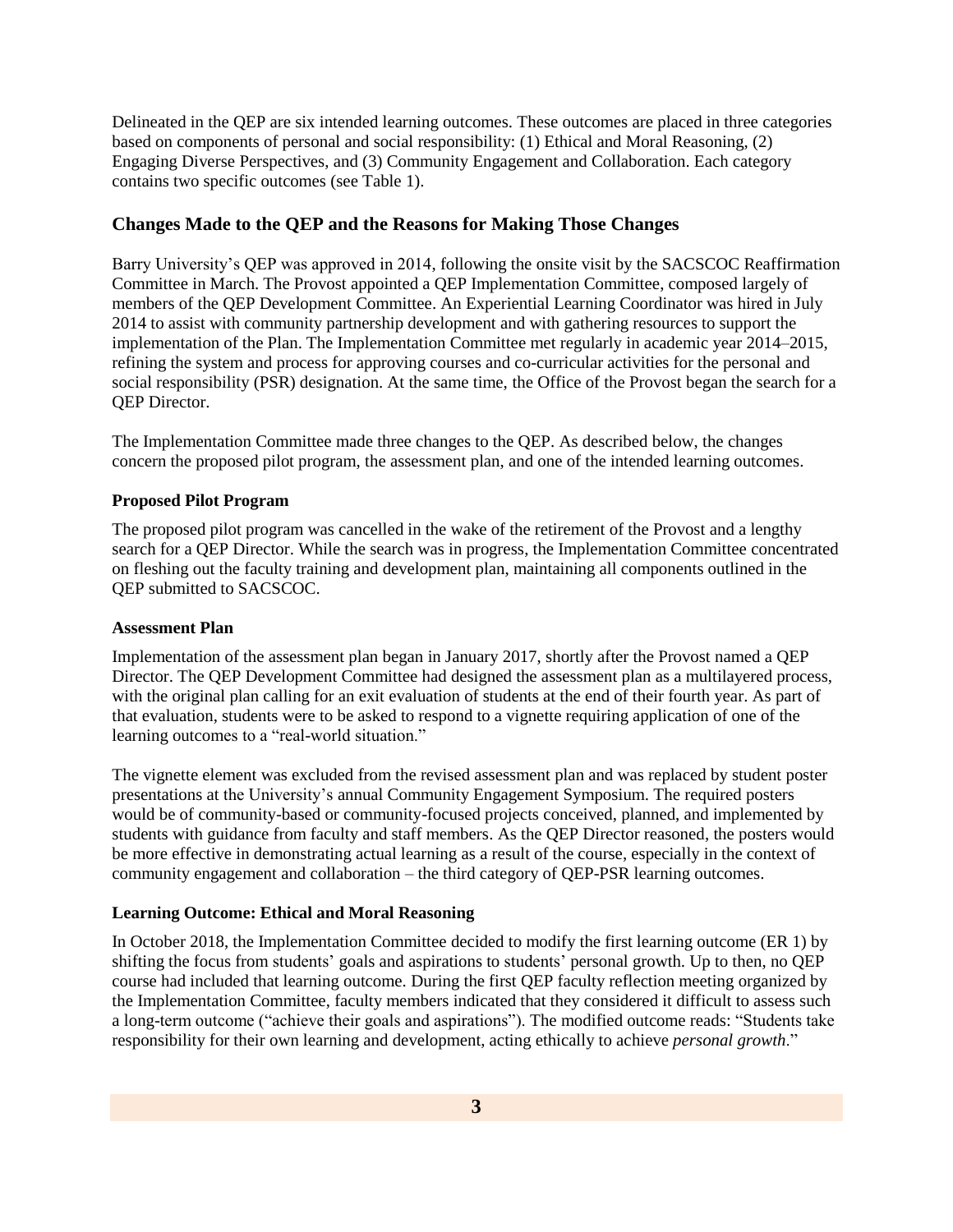Delineated in the QEP are six intended learning outcomes. These outcomes are placed in three categories based on components of personal and social responsibility: (1) Ethical and Moral Reasoning, (2) Engaging Diverse Perspectives, and (3) Community Engagement and Collaboration. Each category contains two specific outcomes (see Table 1).

## Changes Made to the QEP and the Reasons for Making Those Changes

Barry University's QEP was approved in 2014, following the onsite visit by the SACSCOC Reaffirmation Committee in March. The Provost appointed a QEP Implementation Committee, composed largely of members of the QEP Development Committee. An Experiential Learning Coordinator was hired in July 2014 to assist with community partnership development and with gathering resources to support the implementation of the Plan. The Implementation Committee met regularly in academic year 2014–2015, refining the system and process for approving courses and co-curricular activities for the personal and social responsibility (PSR) designation. At the same time, the Office of the Provost began the search for a QEP Director.

The Implementation Committee made three changes to the QEP. As described below, the changes concern the proposed pilot program, the assessment plan, and one of the intended learning outcomes.

### Proposed Pilot Program

The proposed pilot program was cancelled in the wake of the retirement of the Provost and a lengthy search for a QEP Director. While the search was in progress, the Implementation Committee concentrated on fleshing out the faculty training and development plan, maintaining all components outlined in the QEP submitted to SACSCOC.

### Assessment Plan

Implementation of the assessment plan began in January 2017, shortly after the Provost named a QEP Director. The QEP Development Committee had designed the assessment plan as a multilayered process, with the original plan calling for an exit evaluation of students at the end of their fourth year. As part of that evaluation, students were to be asked to respond to a vignette requiring application of one of the learning outcomes to a "real-world situation."

The vignette element was excluded from the revised assessment plan and was replaced by student poster presentations at the University's annual Community Engagement Symposium. The required posters would be of community-based or community-focused projects conceived, planned, and implemented by students with guidance from faculty and staff members. As the QEP Director reasoned, the posters would be more effective in demonstrating actual learning as a result of the course, especially in the context of community engagement and collaboration – the third category of QEP-PSR learning outcomes.

### Learning Outcome: Ethical and Moral Reasoning

In October 2018, the Implementation Committee decided to modify the first learning outcome (ER 1) by shifting the focus from students' goals and aspirations to students' personal growth. Up to then, no QEP course had included that learning outcome. During the first QEP faculty reflection meeting organized by the Implementation Committee, faculty members indicated that they considered it difficult to assess such a long-term outcome ("achieve their goals and aspirations"). The modified outcome reads: "Students take responsibility for their own learning and development, acting ethically to achieve *personal growth*."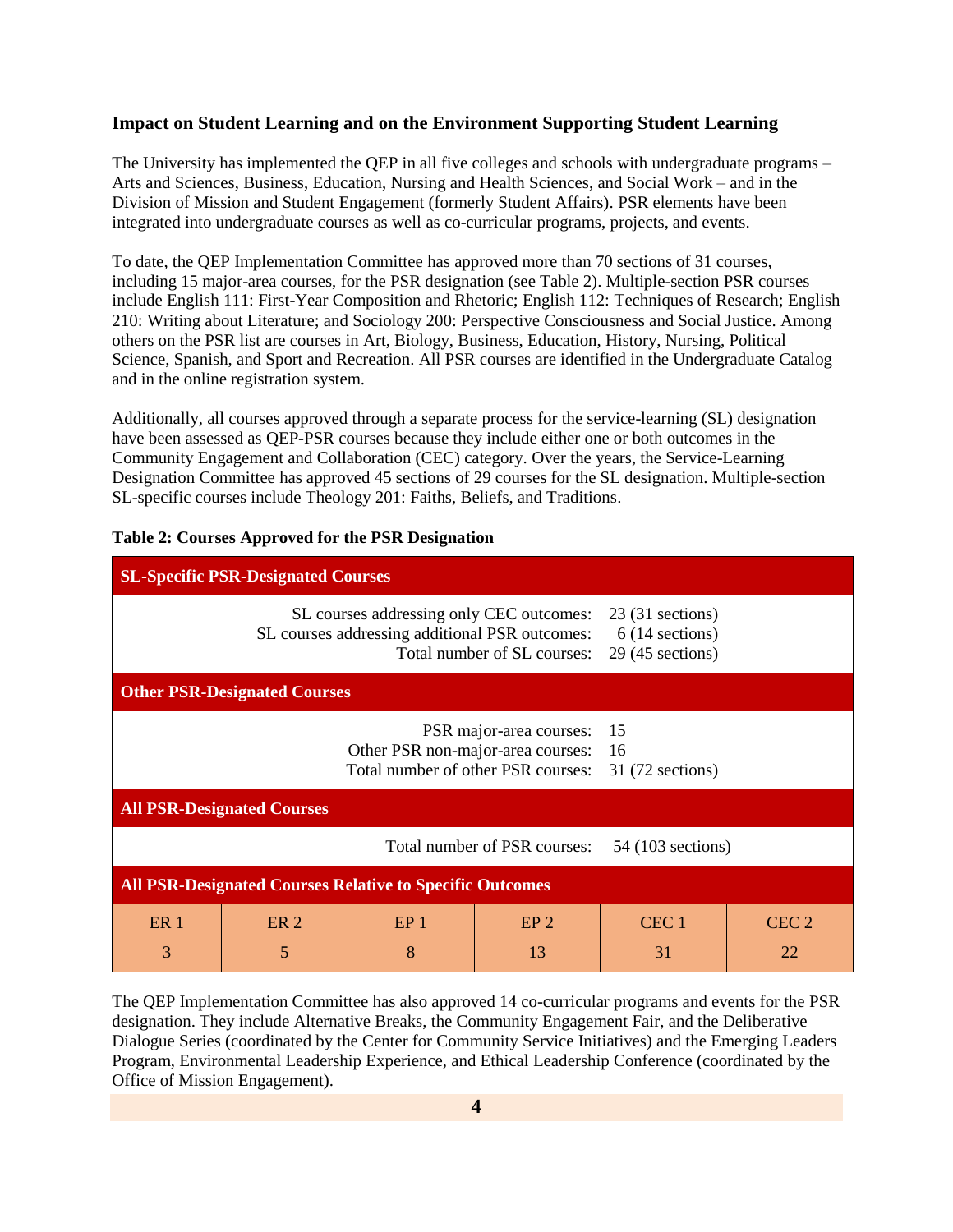### Impact on Student Learning and on the Environment Supporting Student Learning

The University has implemented the QEP in all five colleges and schools with undergraduate programs – Arts and Sciences, Business, Education, Nursing and Health Sciences, and Social Work – and in the Division of Mission and Student Engagement (formerly Student Affairs). PSR elements have been integrated into undergraduate courses as well as co-curricular programs, projects, and events.

To date, the QEP Implementation Committee has approved more than 70 sections of 31 courses, including 15 major-area courses, for the PSR designation (see Table 2). Multiple-section PSR courses include English 111: First-Year Composition and Rhetoric; English 112: Techniques of Research; English 210: Writing about Literature; and Sociology 200: Perspective Consciousness and Social Justice. Among others on the PSR list are courses in Art, Biology, Business, Education, History, Nursing, Political Science, Spanish, and Sport and Recreation. All PSR courses are identified in the Undergraduate Catalog and in the online registration system.

Additionally, all courses approved through a separate process for the service-learning (SL) designation have been assessed as QEP-PSR courses because they include either one or both outcomes in the Community Engagement and Collaboration (CEC) category. Over the years, the Service-Learning Designation Committee has approved 45 sections of 29 courses for the SL designation. Multiple-section SL-specific courses include Theology 201: Faiths, Beliefs, and Traditions.

**Table 2: Courses Approved for the PSR Designation**

| **SL-Specific PSR-Designated Courses** | |
|---|---|
| SL courses addressing only CEC outcomes: | 23 (31 sections) |
| SL courses addressing additional PSR outcomes: | 6 (14 sections) |
| Total number of SL courses: | 29 (45 sections) |
| **Other PSR-Designated Courses** | |
| PSR major-area courses: | 15 |
| Other PSR non-major-area courses: | 16 |
| Total number of other PSR courses: | 31 (72 sections) |
| **All PSR-Designated Courses** | |
| Total number of PSR courses: | 54 (103 sections) |

**All PSR-Designated Courses Relative to Specific Outcomes**

| ER 1 | ER 2 | EP 1 | EP 2 | CEC 1 | CEC 2 |
|---|---|---|---|---|---|
| 3 | 5 | 8 | 13 | 31 | 22 |

The QEP Implementation Committee has also approved 14 co-curricular programs and events for the PSR designation. They include Alternative Breaks, the Community Engagement Fair, and the Deliberative Dialogue Series (coordinated by the Center for Community Service Initiatives) and the Emerging Leaders Program, Environmental Leadership Experience, and Ethical Leadership Conference (coordinated by the Office of Mission Engagement).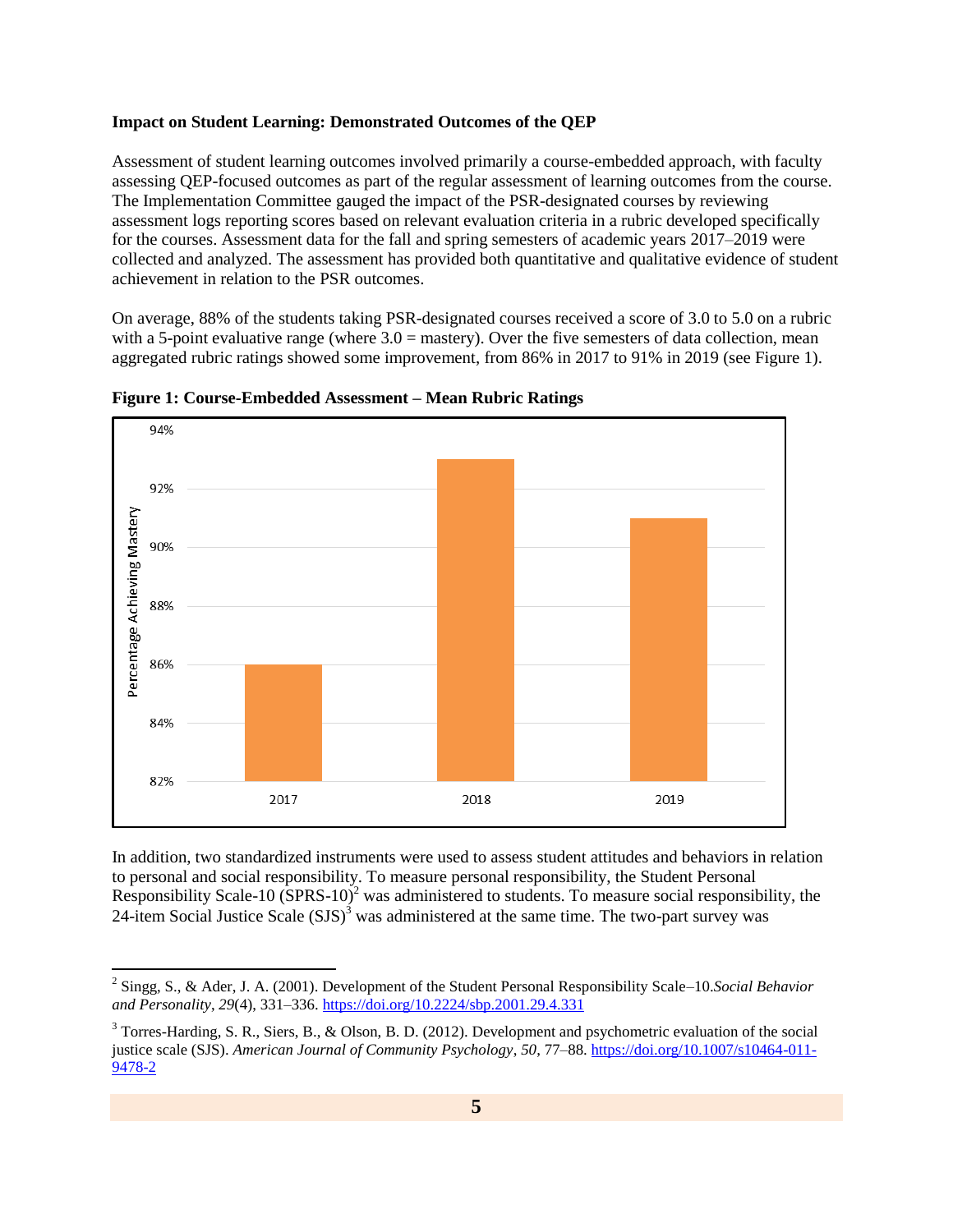**Impact on Student Learning: Demonstrated Outcomes of the QEP**

Assessment of student learning outcomes involved primarily a course-embedded approach, with faculty assessing QEP-focused outcomes as part of the regular assessment of learning outcomes from the course. The Implementation Committee gauged the impact of the PSR-designated courses by reviewing assessment logs reporting scores based on relevant evaluation criteria in a rubric developed specifically for the courses. Assessment data for the fall and spring semesters of academic years 2017–2019 were collected and analyzed. The assessment has provided both quantitative and qualitative evidence of student achievement in relation to the PSR outcomes.

On average, 88% of the students taking PSR-designated courses received a score of 3.0 to 5.0 on a rubric with a 5-point evaluative range (where 3.0 = mastery). Over the five semesters of data collection, mean aggregated rubric ratings showed some improvement, from 86% in 2017 to 91% in 2019 (see Figure 1).

**Figure 1: Course-Embedded Assessment – Mean Rubric Ratings**

| Year | Percentage Achieving Mastery |
|---|---|
| 2017 | 86% |
| 2018 | 93% |
| 2019 | 91% |

In addition, two standardized instruments were used to assess student attitudes and behaviors in relation to personal and social responsibility. To measure personal responsibility, the Student Personal Responsibility Scale-10 (SPRS-10)[2] was administered to students. To measure social responsibility, the 24-item Social Justice Scale (SJS)[3] was administered at the same time. The two-part survey was

---

[2] Singg, S., & Ader, J. A. (2001). Development of the Student Personal Responsibility Scale–10. *Social Behavior and Personality*, *29*(4), 331–336. https://doi.org/10.2224/sbp.2001.29.4.331

[3] Torres-Harding, S. R., Siers, B., & Olson, B. D. (2012). Development and psychometric evaluation of the social justice scale (SJS). *American Journal of Community Psychology*, *50*, 77–88. https://doi.org/10.1007/s10464-011-9478-2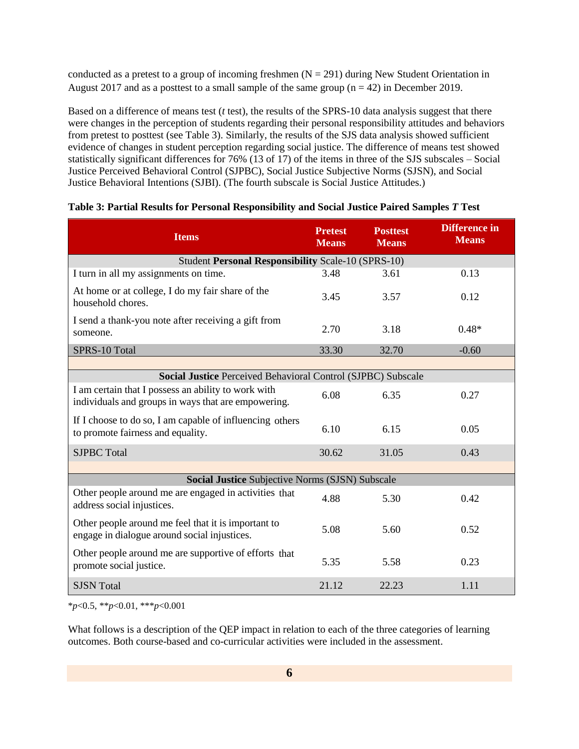conducted as a pretest to a group of incoming freshmen (N = 291) during New Student Orientation in August 2017 and as a posttest to a small sample of the same group (n = 42) in December 2019.

Based on a difference of means test (*t* test), the results of the SPRS-10 data analysis suggest that there were changes in the perception of students regarding their personal responsibility attitudes and behaviors from pretest to posttest (see Table 3). Similarly, the results of the SJS data analysis showed sufficient evidence of changes in student perception regarding social justice. The difference of means test showed statistically significant differences for 76% (13 of 17) of the items in three of the SJS subscales – Social Justice Perceived Behavioral Control (SJPBC), Social Justice Subjective Norms (SJSN), and Social Justice Behavioral Intentions (SJBI). (The fourth subscale is Social Justice Attitudes.)

**Table 3: Partial Results for Personal Responsibility and Social Justice Paired Samples *T* Test**

| Items | Pretest Means | Posttest Means | Difference in Means |
|---|---|---|---|
| Student **Personal Responsibility** Scale-10 (SPRS-10) | | | |
| I turn in all my assignments on time. | 3.48 | 3.61 | 0.13 |
| At home or at college, I do my fair share of the household chores. | 3.45 | 3.57 | 0.12 |
| I send a thank-you note after receiving a gift from someone. | 2.70 | 3.18 | 0.48* |
| SPRS-10 Total | 33.30 | 32.70 | -0.60 |
| | | | |
| **Social Justice** Perceived Behavioral Control (SJPBC) Subscale | | | |
| I am certain that I possess an ability to work with individuals and groups in ways that are empowering. | 6.08 | 6.35 | 0.27 |
| If I choose to do so, I am capable of influencing others to promote fairness and equality. | 6.10 | 6.15 | 0.05 |
| SJPBC Total | 30.62 | 31.05 | 0.43 |
| | | | |
| **Social Justice** Subjective Norms (SJSN) Subscale | | | |
| Other people around me are engaged in activities that address social injustices. | 4.88 | 5.30 | 0.42 |
| Other people around me feel that it is important to engage in dialogue around social injustices. | 5.08 | 5.60 | 0.52 |
| Other people around me are supportive of efforts that promote social justice. | 5.35 | 5.58 | 0.23 |
| SJSN Total | 21.12 | 22.23 | 1.11 |

*$p$<0.5, **$p$<0.01, ***$p$<0.001

What follows is a description of the QEP impact in relation to each of the three categories of learning outcomes. Both course-based and co-curricular activities were included in the assessment.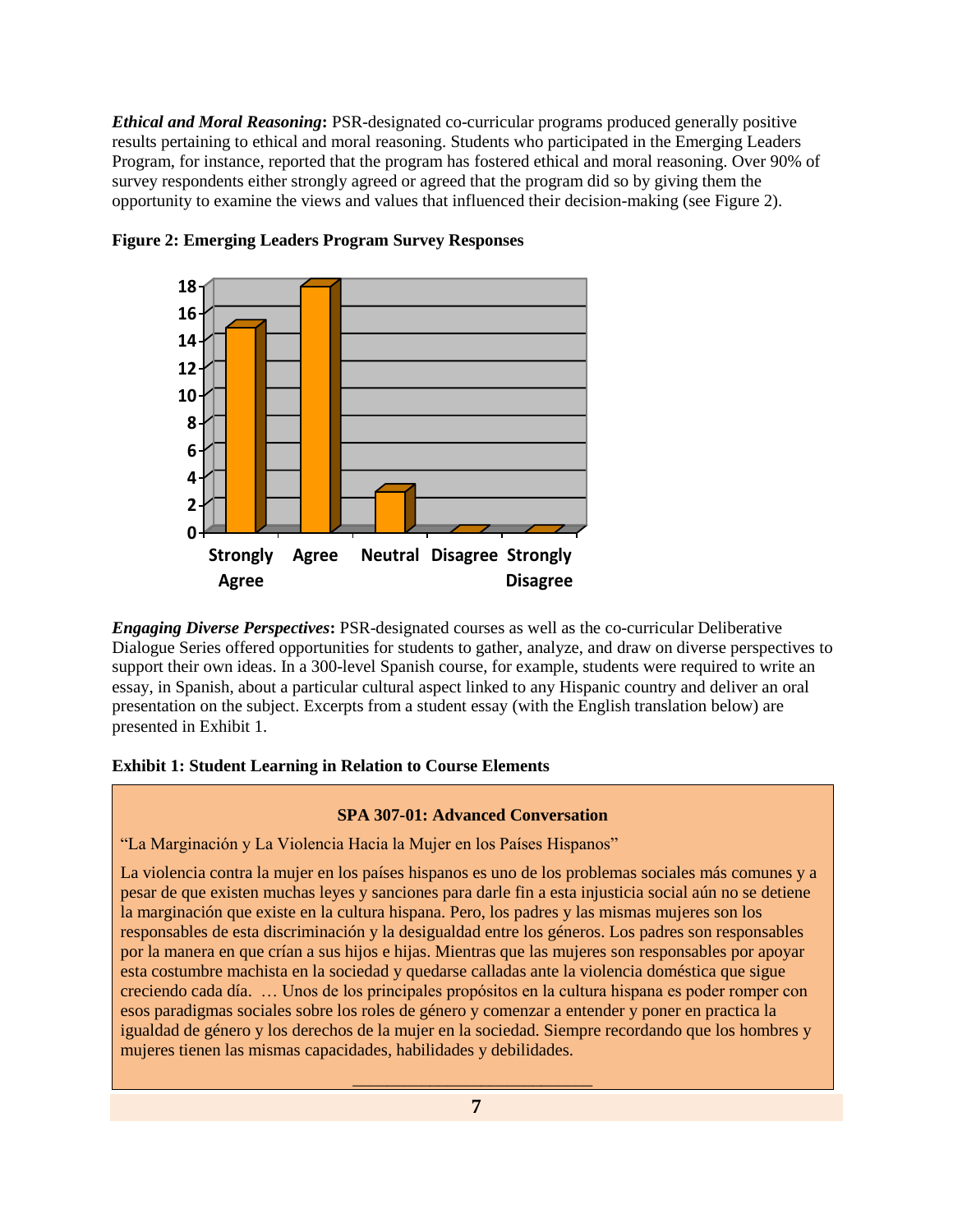***Ethical and Moral Reasoning*:** PSR-designated co-curricular programs produced generally positive results pertaining to ethical and moral reasoning. Students who participated in the Emerging Leaders Program, for instance, reported that the program has fostered ethical and moral reasoning. Over 90% of survey respondents either strongly agreed or agreed that the program did so by giving them the opportunity to examine the views and values that influenced their decision-making (see Figure 2).

**Figure 2: Emerging Leaders Program Survey Responses**

| Response | Count |
| --- | --- |
| Strongly Agree | 15 |
| Agree | 18 |
| Neutral | 3 |
| Disagree | 0 |
| Strongly Disagree | 0 |

***Engaging Diverse Perspectives*:** PSR-designated courses as well as the co-curricular Deliberative Dialogue Series offered opportunities for students to gather, analyze, and draw on diverse perspectives to support their own ideas. In a 300-level Spanish course, for example, students were required to write an essay, in Spanish, about a particular cultural aspect linked to any Hispanic country and deliver an oral presentation on the subject. Excerpts from a student essay (with the English translation below) are presented in Exhibit 1.

**Exhibit 1: Student Learning in Relation to Course Elements**

> **SPA 307-01: Advanced Conversation**
>
> "La Marginación y La Violencia Hacia la Mujer en los Países Hispanos"
>
> La violencia contra la mujer en los países hispanos es uno de los problemas sociales más comunes y a pesar de que existen muchas leyes y sanciones para darle fin a esta injusticia social aún no se detiene la marginación que existe en la cultura hispana. Pero, los padres y las mismas mujeres son los responsables de esta discriminación y la desigualdad entre los géneros. Los padres son responsables por la manera en que crían a sus hijos e hijas. Mientras que las mujeres son responsables por apoyar esta costumbre machista en la sociedad y quedarse calladas ante la violencia doméstica que sigue creciendo cada día. … Unos de los principales propósitos en la cultura hispana es poder romper con esos paradigmas sociales sobre los roles de género y comenzar a entender y poner en practica la igualdad de género y los derechos de la mujer en la sociedad. Siempre recordando que los hombres y mujeres tienen las mismas capacidades, habilidades y debilidades.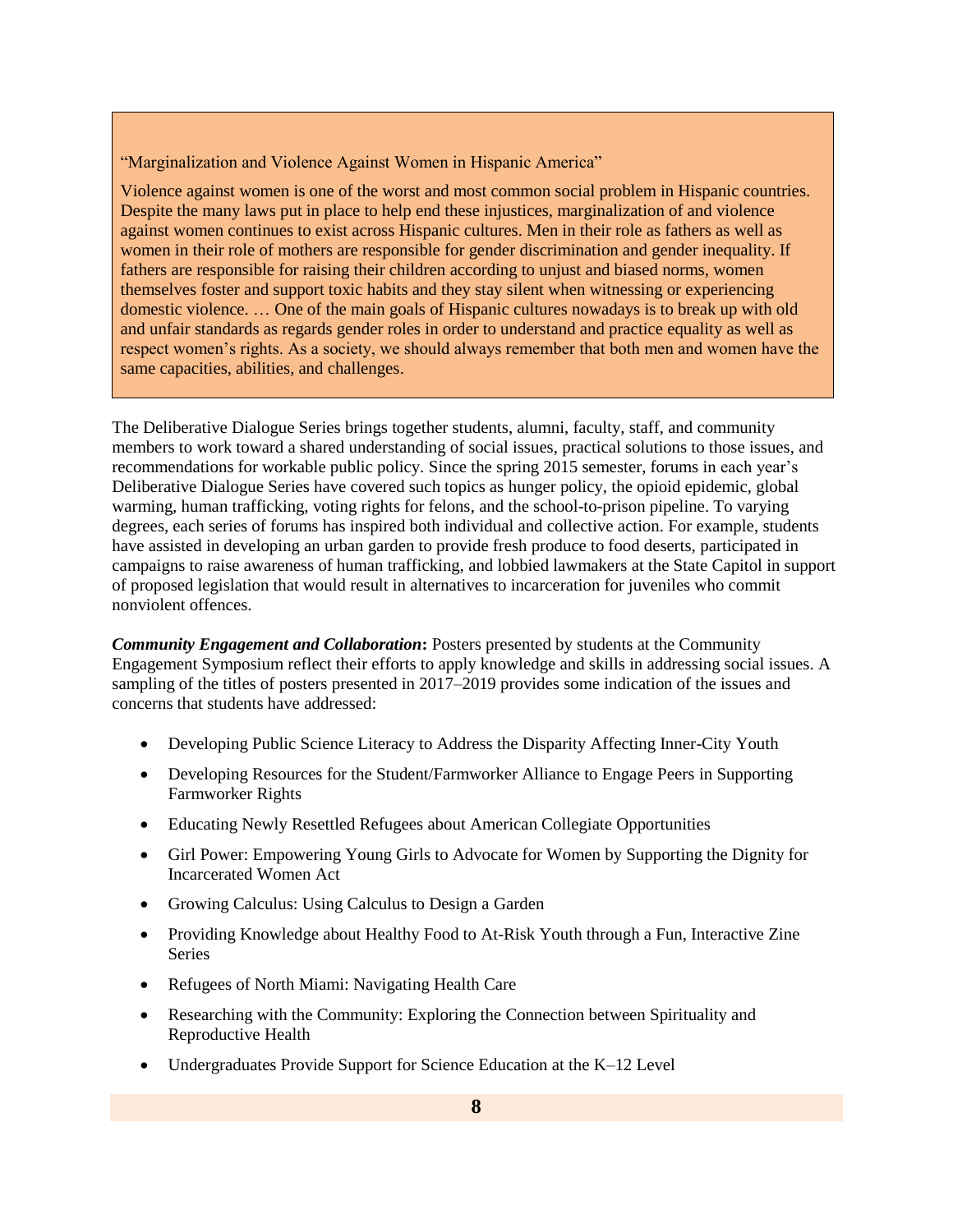“Marginalization and Violence Against Women in Hispanic America”

Violence against women is one of the worst and most common social problem in Hispanic countries. Despite the many laws put in place to help end these injustices, marginalization of and violence against women continues to exist across Hispanic cultures. Men in their role as fathers as well as women in their role of mothers are responsible for gender discrimination and gender inequality. If fathers are responsible for raising their children according to unjust and biased norms, women themselves foster and support toxic habits and they stay silent when witnessing or experiencing domestic violence. … One of the main goals of Hispanic cultures nowadays is to break up with old and unfair standards as regards gender roles in order to understand and practice equality as well as respect women’s rights. As a society, we should always remember that both men and women have the same capacities, abilities, and challenges.

The Deliberative Dialogue Series brings together students, alumni, faculty, staff, and community members to work toward a shared understanding of social issues, practical solutions to those issues, and recommendations for workable public policy. Since the spring 2015 semester, forums in each year’s Deliberative Dialogue Series have covered such topics as hunger policy, the opioid epidemic, global warming, human trafficking, voting rights for felons, and the school-to-prison pipeline. To varying degrees, each series of forums has inspired both individual and collective action. For example, students have assisted in developing an urban garden to provide fresh produce to food deserts, participated in campaigns to raise awareness of human trafficking, and lobbied lawmakers at the State Capitol in support of proposed legislation that would result in alternatives to incarceration for juveniles who commit nonviolent offences.

***Community Engagement and Collaboration*:** Posters presented by students at the Community Engagement Symposium reflect their efforts to apply knowledge and skills in addressing social issues. A sampling of the titles of posters presented in 2017–2019 provides some indication of the issues and concerns that students have addressed:

- Developing Public Science Literacy to Address the Disparity Affecting Inner-City Youth
- Developing Resources for the Student/Farmworker Alliance to Engage Peers in Supporting Farmworker Rights
- Educating Newly Resettled Refugees about American Collegiate Opportunities
- Girl Power: Empowering Young Girls to Advocate for Women by Supporting the Dignity for Incarcerated Women Act
- Growing Calculus: Using Calculus to Design a Garden
- Providing Knowledge about Healthy Food to At-Risk Youth through a Fun, Interactive Zine Series
- Refugees of North Miami: Navigating Health Care
- Researching with the Community: Exploring the Connection between Spirituality and Reproductive Health
- Undergraduates Provide Support for Science Education at the K–12 Level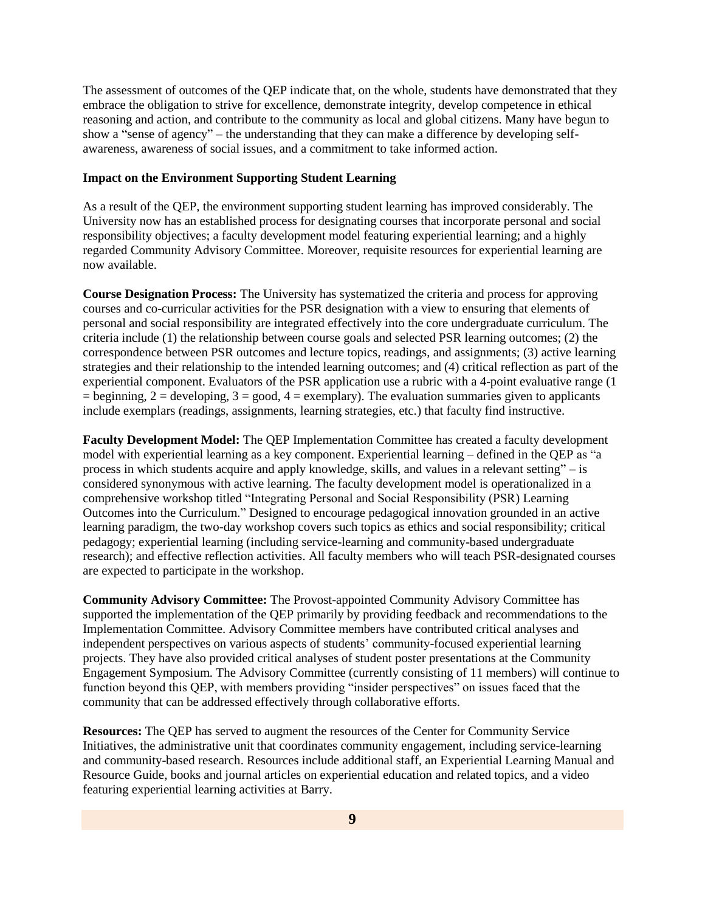The assessment of outcomes of the QEP indicate that, on the whole, students have demonstrated that they embrace the obligation to strive for excellence, demonstrate integrity, develop competence in ethical reasoning and action, and contribute to the community as local and global citizens. Many have begun to show a "sense of agency" – the understanding that they can make a difference by developing self-awareness, awareness of social issues, and a commitment to take informed action.

**Impact on the Environment Supporting Student Learning**

As a result of the QEP, the environment supporting student learning has improved considerably. The University now has an established process for designating courses that incorporate personal and social responsibility objectives; a faculty development model featuring experiential learning; and a highly regarded Community Advisory Committee. Moreover, requisite resources for experiential learning are now available.

**Course Designation Process:** The University has systematized the criteria and process for approving courses and co-curricular activities for the PSR designation with a view to ensuring that elements of personal and social responsibility are integrated effectively into the core undergraduate curriculum. The criteria include (1) the relationship between course goals and selected PSR learning outcomes; (2) the correspondence between PSR outcomes and lecture topics, readings, and assignments; (3) active learning strategies and their relationship to the intended learning outcomes; and (4) critical reflection as part of the experiential component. Evaluators of the PSR application use a rubric with a 4-point evaluative range (1 = beginning, 2 = developing, 3 = good, 4 = exemplary). The evaluation summaries given to applicants include exemplars (readings, assignments, learning strategies, etc.) that faculty find instructive.

**Faculty Development Model:** The QEP Implementation Committee has created a faculty development model with experiential learning as a key component. Experiential learning – defined in the QEP as "a process in which students acquire and apply knowledge, skills, and values in a relevant setting" – is considered synonymous with active learning. The faculty development model is operationalized in a comprehensive workshop titled "Integrating Personal and Social Responsibility (PSR) Learning Outcomes into the Curriculum." Designed to encourage pedagogical innovation grounded in an active learning paradigm, the two-day workshop covers such topics as ethics and social responsibility; critical pedagogy; experiential learning (including service-learning and community-based undergraduate research); and effective reflection activities. All faculty members who will teach PSR-designated courses are expected to participate in the workshop.

**Community Advisory Committee:** The Provost-appointed Community Advisory Committee has supported the implementation of the QEP primarily by providing feedback and recommendations to the Implementation Committee. Advisory Committee members have contributed critical analyses and independent perspectives on various aspects of students' community-focused experiential learning projects. They have also provided critical analyses of student poster presentations at the Community Engagement Symposium. The Advisory Committee (currently consisting of 11 members) will continue to function beyond this QEP, with members providing "insider perspectives" on issues faced that the community that can be addressed effectively through collaborative efforts.

**Resources:** The QEP has served to augment the resources of the Center for Community Service Initiatives, the administrative unit that coordinates community engagement, including service-learning and community-based research. Resources include additional staff, an Experiential Learning Manual and Resource Guide, books and journal articles on experiential education and related topics, and a video featuring experiential learning activities at Barry.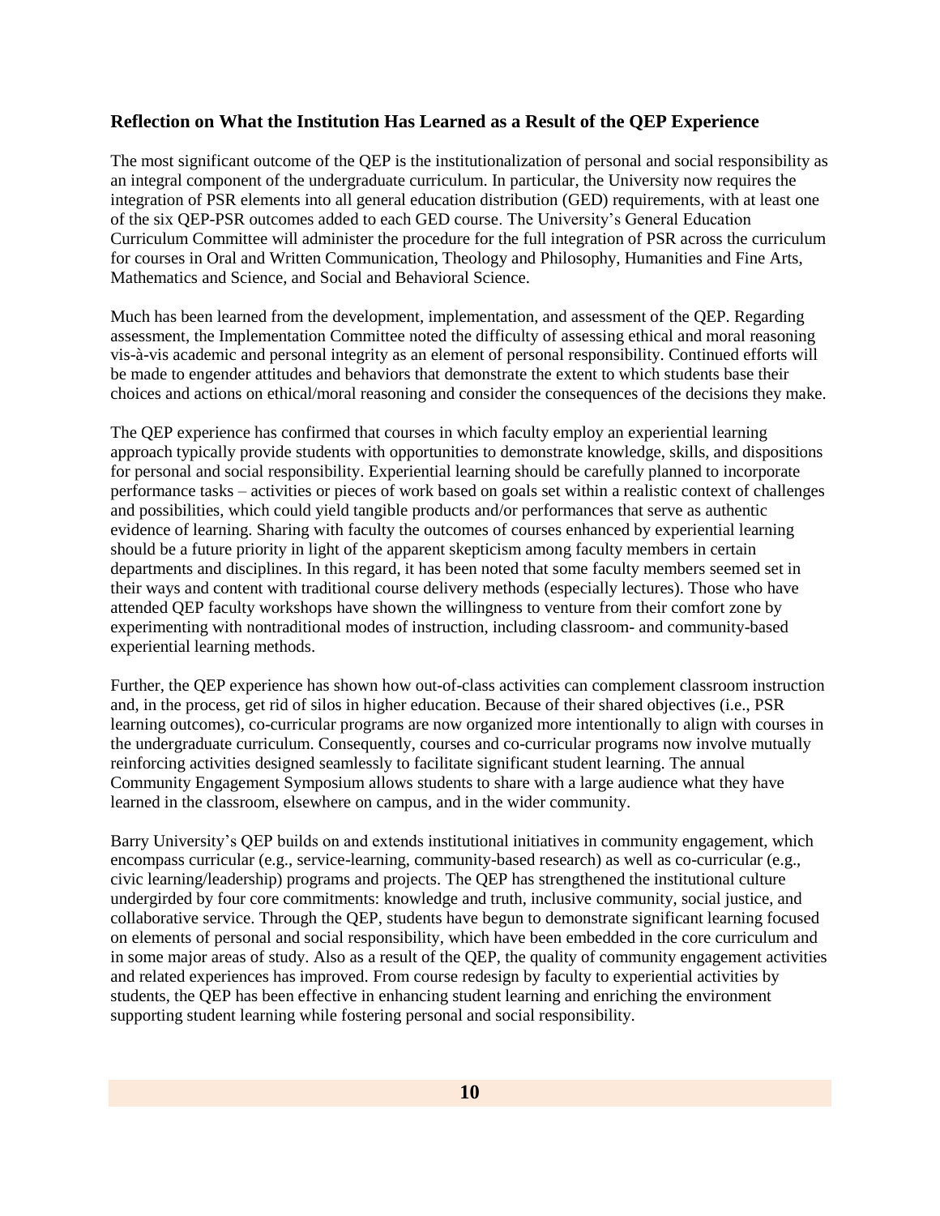## Reflection on What the Institution Has Learned as a Result of the QEP Experience

The most significant outcome of the QEP is the institutionalization of personal and social responsibility as an integral component of the undergraduate curriculum. In particular, the University now requires the integration of PSR elements into all general education distribution (GED) requirements, with at least one of the six QEP-PSR outcomes added to each GED course. The University's General Education Curriculum Committee will administer the procedure for the full integration of PSR across the curriculum for courses in Oral and Written Communication, Theology and Philosophy, Humanities and Fine Arts, Mathematics and Science, and Social and Behavioral Science.

Much has been learned from the development, implementation, and assessment of the QEP. Regarding assessment, the Implementation Committee noted the difficulty of assessing ethical and moral reasoning vis-à-vis academic and personal integrity as an element of personal responsibility. Continued efforts will be made to engender attitudes and behaviors that demonstrate the extent to which students base their choices and actions on ethical/moral reasoning and consider the consequences of the decisions they make.

The QEP experience has confirmed that courses in which faculty employ an experiential learning approach typically provide students with opportunities to demonstrate knowledge, skills, and dispositions for personal and social responsibility. Experiential learning should be carefully planned to incorporate performance tasks – activities or pieces of work based on goals set within a realistic context of challenges and possibilities, which could yield tangible products and/or performances that serve as authentic evidence of learning. Sharing with faculty the outcomes of courses enhanced by experiential learning should be a future priority in light of the apparent skepticism among faculty members in certain departments and disciplines. In this regard, it has been noted that some faculty members seemed set in their ways and content with traditional course delivery methods (especially lectures). Those who have attended QEP faculty workshops have shown the willingness to venture from their comfort zone by experimenting with nontraditional modes of instruction, including classroom- and community-based experiential learning methods.

Further, the QEP experience has shown how out-of-class activities can complement classroom instruction and, in the process, get rid of silos in higher education. Because of their shared objectives (i.e., PSR learning outcomes), co-curricular programs are now organized more intentionally to align with courses in the undergraduate curriculum. Consequently, courses and co-curricular programs now involve mutually reinforcing activities designed seamlessly to facilitate significant student learning. The annual Community Engagement Symposium allows students to share with a large audience what they have learned in the classroom, elsewhere on campus, and in the wider community.

Barry University's QEP builds on and extends institutional initiatives in community engagement, which encompass curricular (e.g., service-learning, community-based research) as well as co-curricular (e.g., civic learning/leadership) programs and projects. The QEP has strengthened the institutional culture undergirded by four core commitments: knowledge and truth, inclusive community, social justice, and collaborative service. Through the QEP, students have begun to demonstrate significant learning focused on elements of personal and social responsibility, which have been embedded in the core curriculum and in some major areas of study. Also as a result of the QEP, the quality of community engagement activities and related experiences has improved. From course redesign by faculty to experiential activities by students, the QEP has been effective in enhancing student learning and enriching the environment supporting student learning while fostering personal and social responsibility.